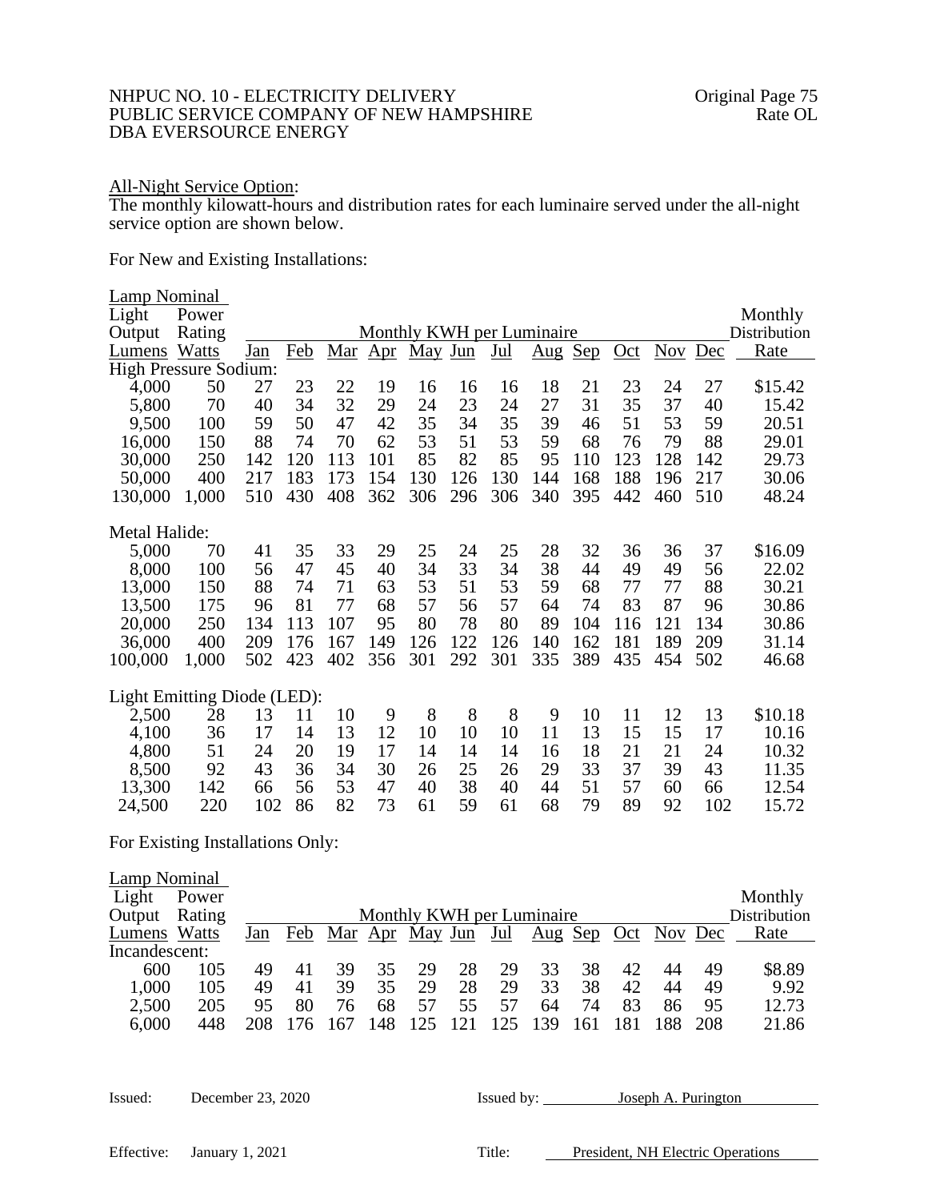All-Night Service Option:

The monthly kilowatt-hours and distribution rates for each luminaire served under the all-night service option are shown below.

For New and Existing Installations:

| Lamp Nominal Light Output Lumens | Power Rating Watts | Monthly KWH per Luminaire Jan | Feb | Mar | Apr | May | Jun | Jul | Aug | Sep | Oct | Nov | Dec | Monthly Distribution Rate |
|---|---|---|---|---|---|---|---|---|---|---|---|---|---|---|
| High Pressure Sodium: | | | | | | | | | | | | | | |
| 4,000 | 50 | 27 | 23 | 22 | 19 | 16 | 16 | 16 | 18 | 21 | 23 | 24 | 27 | $15.42 |
| 5,800 | 70 | 40 | 34 | 32 | 29 | 24 | 23 | 24 | 27 | 31 | 35 | 37 | 40 | 15.42 |
| 9,500 | 100 | 59 | 50 | 47 | 42 | 35 | 34 | 35 | 39 | 46 | 51 | 53 | 59 | 20.51 |
| 16,000 | 150 | 88 | 74 | 70 | 62 | 53 | 51 | 53 | 59 | 68 | 76 | 79 | 88 | 29.01 |
| 30,000 | 250 | 142 | 120 | 113 | 101 | 85 | 82 | 85 | 95 | 110 | 123 | 128 | 142 | 29.73 |
| 50,000 | 400 | 217 | 183 | 173 | 154 | 130 | 126 | 130 | 144 | 168 | 188 | 196 | 217 | 30.06 |
| 130,000 | 1,000 | 510 | 430 | 408 | 362 | 306 | 296 | 306 | 340 | 395 | 442 | 460 | 510 | 48.24 |
| Metal Halide: | | | | | | | | | | | | | | |
| 5,000 | 70 | 41 | 35 | 33 | 29 | 25 | 24 | 25 | 28 | 32 | 36 | 36 | 37 | $16.09 |
| 8,000 | 100 | 56 | 47 | 45 | 40 | 34 | 33 | 34 | 38 | 44 | 49 | 49 | 56 | 22.02 |
| 13,000 | 150 | 88 | 74 | 71 | 63 | 53 | 51 | 53 | 59 | 68 | 77 | 77 | 88 | 30.21 |
| 13,500 | 175 | 96 | 81 | 77 | 68 | 57 | 56 | 57 | 64 | 74 | 83 | 87 | 96 | 30.86 |
| 20,000 | 250 | 134 | 113 | 107 | 95 | 80 | 78 | 80 | 89 | 104 | 116 | 121 | 134 | 30.86 |
| 36,000 | 400 | 209 | 176 | 167 | 149 | 126 | 122 | 126 | 140 | 162 | 181 | 189 | 209 | 31.14 |
| 100,000 | 1,000 | 502 | 423 | 402 | 356 | 301 | 292 | 301 | 335 | 389 | 435 | 454 | 502 | 46.68 |
| Light Emitting Diode (LED): | | | | | | | | | | | | | | |
| 2,500 | 28 | 13 | 11 | 10 | 9 | 8 | 8 | 8 | 9 | 10 | 11 | 12 | 13 | $10.18 |
| 4,100 | 36 | 17 | 14 | 13 | 12 | 10 | 10 | 10 | 11 | 13 | 15 | 15 | 17 | 10.16 |
| 4,800 | 51 | 24 | 20 | 19 | 17 | 14 | 14 | 14 | 16 | 18 | 21 | 21 | 24 | 10.32 |
| 8,500 | 92 | 43 | 36 | 34 | 30 | 26 | 25 | 26 | 29 | 33 | 37 | 39 | 43 | 11.35 |
| 13,300 | 142 | 66 | 56 | 53 | 47 | 40 | 38 | 40 | 44 | 51 | 57 | 60 | 66 | 12.54 |
| 24,500 | 220 | 102 | 86 | 82 | 73 | 61 | 59 | 61 | 68 | 79 | 89 | 92 | 102 | 15.72 |

For Existing Installations Only:

| Lamp Nominal Light Output Lumens | Power Rating Watts | Monthly KWH per Luminaire Jan | Feb | Mar | Apr | May | Jun | Jul | Aug | Sep | Oct | Nov | Dec | Monthly Distribution Rate |
|---|---|---|---|---|---|---|---|---|---|---|---|---|---|---|
| Incandescent: | | | | | | | | | | | | | | |
| 600 | 105 | 49 | 41 | 39 | 35 | 29 | 28 | 29 | 33 | 38 | 42 | 44 | 49 | $8.89 |
| 1,000 | 105 | 49 | 41 | 39 | 35 | 29 | 28 | 29 | 33 | 38 | 42 | 44 | 49 | 9.92 |
| 2,500 | 205 | 95 | 80 | 76 | 68 | 57 | 55 | 57 | 64 | 74 | 83 | 86 | 95 | 12.73 |
| 6,000 | 448 | 208 | 176 | 167 | 148 | 125 | 121 | 125 | 139 | 161 | 181 | 188 | 208 | 21.86 |

Issued: December 23, 2020 Issued by: Joseph A. Purington

Effective: January 1, 2021 Title: President, NH Electric Operations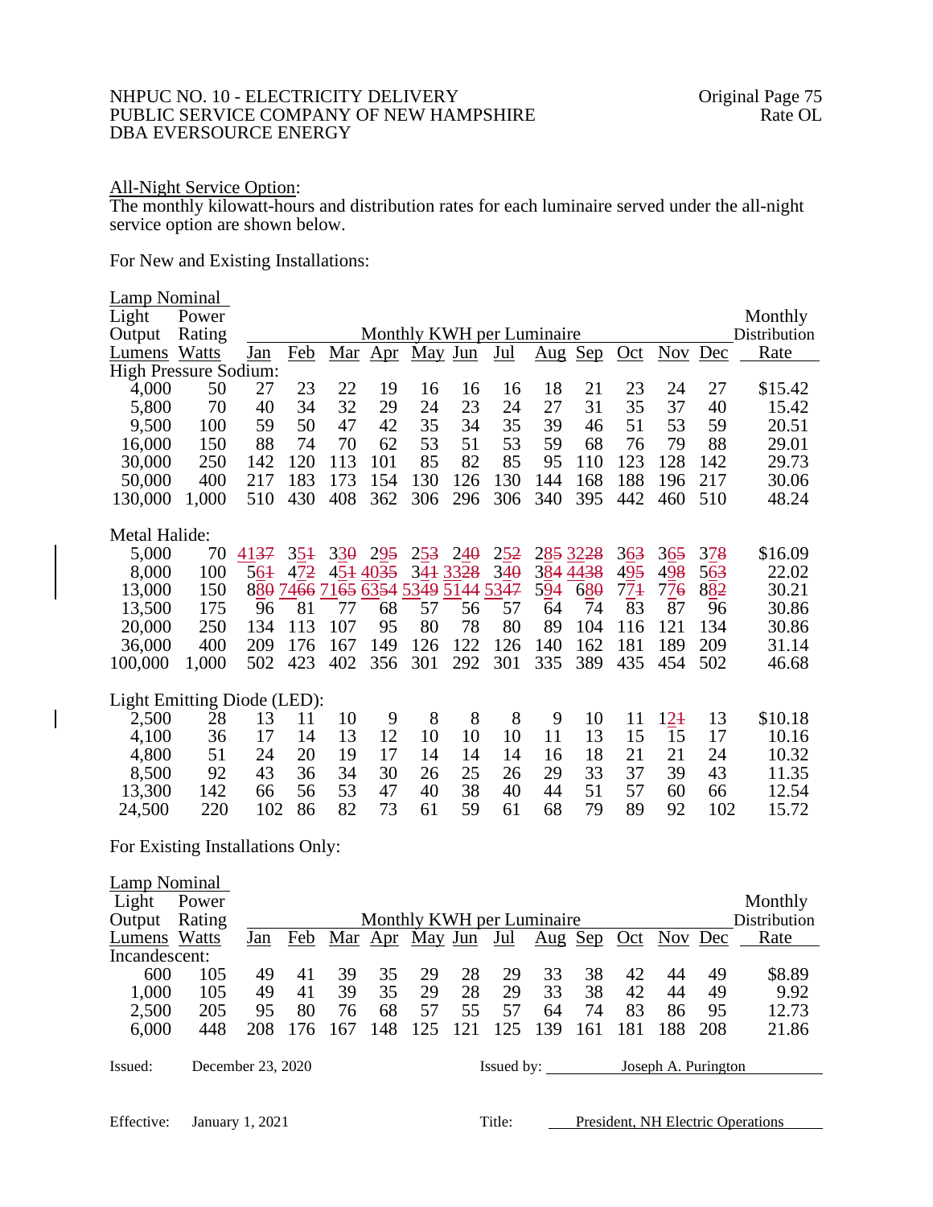## All-Night Service Option:

The monthly kilowatt-hours and distribution rates for each luminaire served under the all-night service option are shown below.

For New and Existing Installations:

| Lamp Nominal Light Output Lumens | Power Rating Watts | Jan | Feb | Mar | Apr | May | Jun | Jul | Aug | Sep | Oct | Nov | Dec | Monthly Distribution Rate |
|---|---|---|---|---|---|---|---|---|---|---|---|---|---|---|
| | | Monthly KWH per Luminaire | | | | | | | | | | | | |
| **High Pressure Sodium:** | | | | | | | | | | | | | | |
| 4,000 | 50 | 27 | 23 | 22 | 19 | 16 | 16 | 16 | 18 | 21 | 23 | 24 | 27 | $15.42 |
| 5,800 | 70 | 40 | 34 | 32 | 29 | 24 | 23 | 24 | 27 | 31 | 35 | 37 | 40 | 15.42 |
| 9,500 | 100 | 59 | 50 | 47 | 42 | 35 | 34 | 35 | 39 | 46 | 51 | 53 | 59 | 20.51 |
| 16,000 | 150 | 88 | 74 | 70 | 62 | 53 | 51 | 53 | 59 | 68 | 76 | 79 | 88 | 29.01 |
| 30,000 | 250 | 142 | 120 | 113 | 101 | 85 | 82 | 85 | 95 | 110 | 123 | 128 | 142 | 29.73 |
| 50,000 | 400 | 217 | 183 | 173 | 154 | 130 | 126 | 130 | 144 | 168 | 188 | 196 | 217 | 30.06 |
| 130,000 | 1,000 | 510 | 430 | 408 | 362 | 306 | 296 | 306 | 340 | 395 | 442 | 460 | 510 | 48.24 |
| **Metal Halide:** | | | | | | | | | | | | | | |
| 5,000 | 70 | 41~~37~~ | 35~~1~~ | 33~~0~~ | 29~~5~~ | 25~~3~~ | 24~~0~~ | 25~~2~~ | 28~~5~~ | 32~~28~~ | 36~~3~~ | 36~~5~~ | 37~~8~~ | $16.09 |
| 8,000 | 100 | 56~~1~~ | 47~~2~~ | 45~~1~~ | 40~~35~~ | 34~~1~~ | 33~~28~~ | 34~~0~~ | 38~~4~~ | 44~~38~~ | 49~~5~~ | 49~~8~~ | 56~~3~~ | 22.02 |
| 13,000 | 150 | 88~~0~~ | 74~~66~~ | 71~~65~~ | 63~~54~~ | 53~~49~~ | 51~~44~~ | 53~~47~~ | 59~~4~~ | 68~~0~~ | 77~~1~~ | 77~~6~~ | 88~~2~~ | 30.21 |
| 13,500 | 175 | 96 | 81 | 77 | 68 | 57 | 56 | 57 | 64 | 74 | 83 | 87 | 96 | 30.86 |
| 20,000 | 250 | 134 | 113 | 107 | 95 | 80 | 78 | 80 | 89 | 104 | 116 | 121 | 134 | 30.86 |
| 36,000 | 400 | 209 | 176 | 167 | 149 | 126 | 122 | 126 | 140 | 162 | 181 | 189 | 209 | 31.14 |
| 100,000 | 1,000 | 502 | 423 | 402 | 356 | 301 | 292 | 301 | 335 | 389 | 435 | 454 | 502 | 46.68 |
| **Light Emitting Diode (LED):** | | | | | | | | | | | | | | |
| 2,500 | 28 | 13 | 11 | 10 | 9 | 8 | 8 | 8 | 9 | 10 | 11 | 12~~1~~ | 13 | $10.18 |
| 4,100 | 36 | 17 | 14 | 13 | 12 | 10 | 10 | 10 | 11 | 13 | 15 | 15 | 17 | 10.16 |
| 4,800 | 51 | 24 | 20 | 19 | 17 | 14 | 14 | 14 | 16 | 18 | 21 | 21 | 24 | 10.32 |
| 8,500 | 92 | 43 | 36 | 34 | 30 | 26 | 25 | 26 | 29 | 33 | 37 | 39 | 43 | 11.35 |
| 13,300 | 142 | 66 | 56 | 53 | 47 | 40 | 38 | 40 | 44 | 51 | 57 | 60 | 66 | 12.54 |
| 24,500 | 220 | 102 | 86 | 82 | 73 | 61 | 59 | 61 | 68 | 79 | 89 | 92 | 102 | 15.72 |

For Existing Installations Only:

| Lamp Nominal Light Output Lumens | Power Rating Watts | Jan | Feb | Mar | Apr | May | Jun | Jul | Aug | Sep | Oct | Nov | Dec | Monthly Distribution Rate |
|---|---|---|---|---|---|---|---|---|---|---|---|---|---|---|
| | | Monthly KWH per Luminaire | | | | | | | | | | | | |
| **Incandescent:** | | | | | | | | | | | | | | |
| 600 | 105 | 49 | 41 | 39 | 35 | 29 | 28 | 29 | 33 | 38 | 42 | 44 | 49 | $8.89 |
| 1,000 | 105 | 49 | 41 | 39 | 35 | 29 | 28 | 29 | 33 | 38 | 42 | 44 | 49 | 9.92 |
| 2,500 | 205 | 95 | 80 | 76 | 68 | 57 | 55 | 57 | 64 | 74 | 83 | 86 | 95 | 12.73 |
| 6,000 | 448 | 208 | 176 | 167 | 148 | 125 | 121 | 125 | 139 | 161 | 181 | 188 | 208 | 21.86 |

Issued: December 23, 2020 Issued by: Joseph A. Purington

Effective: January 1, 2021 Title: President, NH Electric Operations